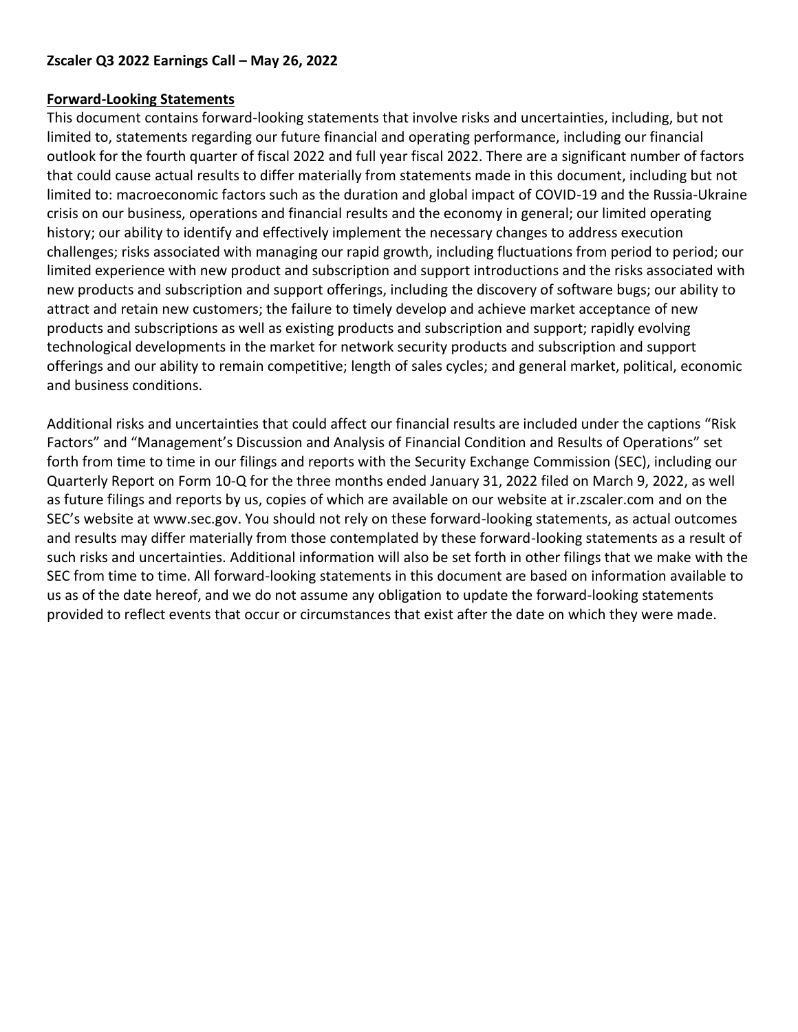**Zscaler Q3 2022 Earnings Call – May 26, 2022**

## Forward-Looking Statements

This document contains forward-looking statements that involve risks and uncertainties, including, but not limited to, statements regarding our future financial and operating performance, including our financial outlook for the fourth quarter of fiscal 2022 and full year fiscal 2022. There are a significant number of factors that could cause actual results to differ materially from statements made in this document, including but not limited to: macroeconomic factors such as the duration and global impact of COVID-19 and the Russia-Ukraine crisis on our business, operations and financial results and the economy in general; our limited operating history; our ability to identify and effectively implement the necessary changes to address execution challenges; risks associated with managing our rapid growth, including fluctuations from period to period; our limited experience with new product and subscription and support introductions and the risks associated with new products and subscription and support offerings, including the discovery of software bugs; our ability to attract and retain new customers; the failure to timely develop and achieve market acceptance of new products and subscriptions as well as existing products and subscription and support; rapidly evolving technological developments in the market for network security products and subscription and support offerings and our ability to remain competitive; length of sales cycles; and general market, political, economic and business conditions.

Additional risks and uncertainties that could affect our financial results are included under the captions "Risk Factors" and "Management's Discussion and Analysis of Financial Condition and Results of Operations" set forth from time to time in our filings and reports with the Security Exchange Commission (SEC), including our Quarterly Report on Form 10-Q for the three months ended January 31, 2022 filed on March 9, 2022, as well as future filings and reports by us, copies of which are available on our website at ir.zscaler.com and on the SEC's website at www.sec.gov. You should not rely on these forward-looking statements, as actual outcomes and results may differ materially from those contemplated by these forward-looking statements as a result of such risks and uncertainties. Additional information will also be set forth in other filings that we make with the SEC from time to time. All forward-looking statements in this document are based on information available to us as of the date hereof, and we do not assume any obligation to update the forward-looking statements provided to reflect events that occur or circumstances that exist after the date on which they were made.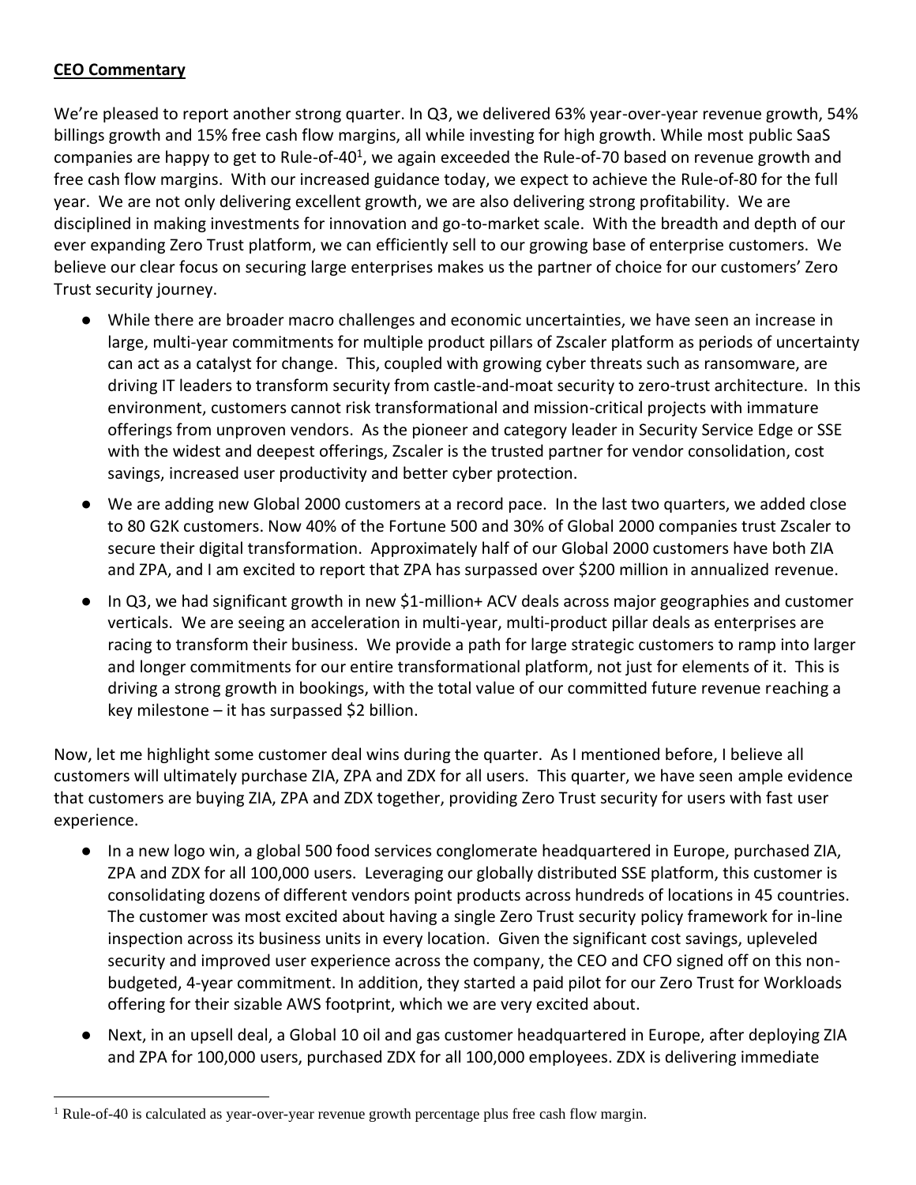**CEO Commentary**

We're pleased to report another strong quarter. In Q3, we delivered 63% year-over-year revenue growth, 54% billings growth and 15% free cash flow margins, all while investing for high growth. While most public SaaS companies are happy to get to Rule-of-40[1], we again exceeded the Rule-of-70 based on revenue growth and free cash flow margins. With our increased guidance today, we expect to achieve the Rule-of-80 for the full year. We are not only delivering excellent growth, we are also delivering strong profitability. We are disciplined in making investments for innovation and go-to-market scale. With the breadth and depth of our ever expanding Zero Trust platform, we can efficiently sell to our growing base of enterprise customers. We believe our clear focus on securing large enterprises makes us the partner of choice for our customers' Zero Trust security journey.

- While there are broader macro challenges and economic uncertainties, we have seen an increase in large, multi-year commitments for multiple product pillars of Zscaler platform as periods of uncertainty can act as a catalyst for change. This, coupled with growing cyber threats such as ransomware, are driving IT leaders to transform security from castle-and-moat security to zero-trust architecture. In this environment, customers cannot risk transformational and mission-critical projects with immature offerings from unproven vendors. As the pioneer and category leader in Security Service Edge or SSE with the widest and deepest offerings, Zscaler is the trusted partner for vendor consolidation, cost savings, increased user productivity and better cyber protection.
- We are adding new Global 2000 customers at a record pace. In the last two quarters, we added close to 80 G2K customers. Now 40% of the Fortune 500 and 30% of Global 2000 companies trust Zscaler to secure their digital transformation. Approximately half of our Global 2000 customers have both ZIA and ZPA, and I am excited to report that ZPA has surpassed over $200 million in annualized revenue.
- In Q3, we had significant growth in new $1-million+ ACV deals across major geographies and customer verticals. We are seeing an acceleration in multi-year, multi-product pillar deals as enterprises are racing to transform their business. We provide a path for large strategic customers to ramp into larger and longer commitments for our entire transformational platform, not just for elements of it. This is driving a strong growth in bookings, with the total value of our committed future revenue reaching a key milestone – it has surpassed $2 billion.

Now, let me highlight some customer deal wins during the quarter. As I mentioned before, I believe all customers will ultimately purchase ZIA, ZPA and ZDX for all users. This quarter, we have seen ample evidence that customers are buying ZIA, ZPA and ZDX together, providing Zero Trust security for users with fast user experience.

- In a new logo win, a global 500 food services conglomerate headquartered in Europe, purchased ZIA, ZPA and ZDX for all 100,000 users. Leveraging our globally distributed SSE platform, this customer is consolidating dozens of different vendors point products across hundreds of locations in 45 countries. The customer was most excited about having a single Zero Trust security policy framework for in-line inspection across its business units in every location. Given the significant cost savings, upleveled security and improved user experience across the company, the CEO and CFO signed off on this non-budgeted, 4-year commitment. In addition, they started a paid pilot for our Zero Trust for Workloads offering for their sizable AWS footprint, which we are very excited about.
- Next, in an upsell deal, a Global 10 oil and gas customer headquartered in Europe, after deploying ZIA and ZPA for 100,000 users, purchased ZDX for all 100,000 employees. ZDX is delivering immediate

[1] Rule-of-40 is calculated as year-over-year revenue growth percentage plus free cash flow margin.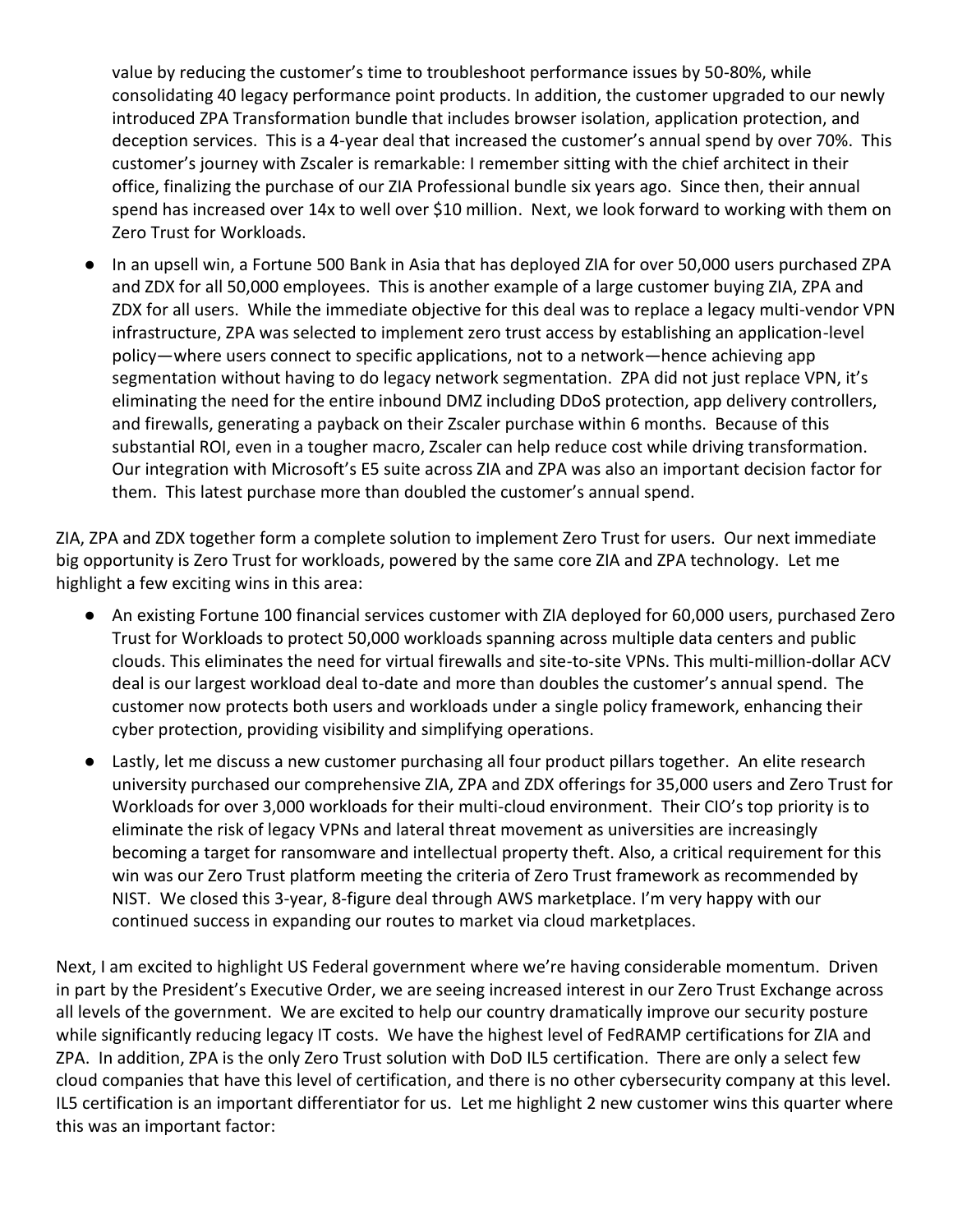value by reducing the customer's time to troubleshoot performance issues by 50-80%, while consolidating 40 legacy performance point products. In addition, the customer upgraded to our newly introduced ZPA Transformation bundle that includes browser isolation, application protection, and deception services. This is a 4-year deal that increased the customer's annual spend by over 70%. This customer's journey with Zscaler is remarkable: I remember sitting with the chief architect in their office, finalizing the purchase of our ZIA Professional bundle six years ago. Since then, their annual spend has increased over 14x to well over $10 million. Next, we look forward to working with them on Zero Trust for Workloads.

- In an upsell win, a Fortune 500 Bank in Asia that has deployed ZIA for over 50,000 users purchased ZPA and ZDX for all 50,000 employees. This is another example of a large customer buying ZIA, ZPA and ZDX for all users. While the immediate objective for this deal was to replace a legacy multi-vendor VPN infrastructure, ZPA was selected to implement zero trust access by establishing an application-level policy—where users connect to specific applications, not to a network—hence achieving app segmentation without having to do legacy network segmentation. ZPA did not just replace VPN, it's eliminating the need for the entire inbound DMZ including DDoS protection, app delivery controllers, and firewalls, generating a payback on their Zscaler purchase within 6 months. Because of this substantial ROI, even in a tougher macro, Zscaler can help reduce cost while driving transformation. Our integration with Microsoft's E5 suite across ZIA and ZPA was also an important decision factor for them. This latest purchase more than doubled the customer's annual spend.

ZIA, ZPA and ZDX together form a complete solution to implement Zero Trust for users. Our next immediate big opportunity is Zero Trust for workloads, powered by the same core ZIA and ZPA technology. Let me highlight a few exciting wins in this area:

- An existing Fortune 100 financial services customer with ZIA deployed for 60,000 users, purchased Zero Trust for Workloads to protect 50,000 workloads spanning across multiple data centers and public clouds. This eliminates the need for virtual firewalls and site-to-site VPNs. This multi-million-dollar ACV deal is our largest workload deal to-date and more than doubles the customer's annual spend. The customer now protects both users and workloads under a single policy framework, enhancing their cyber protection, providing visibility and simplifying operations.
- Lastly, let me discuss a new customer purchasing all four product pillars together. An elite research university purchased our comprehensive ZIA, ZPA and ZDX offerings for 35,000 users and Zero Trust for Workloads for over 3,000 workloads for their multi-cloud environment. Their CIO's top priority is to eliminate the risk of legacy VPNs and lateral threat movement as universities are increasingly becoming a target for ransomware and intellectual property theft. Also, a critical requirement for this win was our Zero Trust platform meeting the criteria of Zero Trust framework as recommended by NIST. We closed this 3-year, 8-figure deal through AWS marketplace. I'm very happy with our continued success in expanding our routes to market via cloud marketplaces.

Next, I am excited to highlight US Federal government where we're having considerable momentum. Driven in part by the President's Executive Order, we are seeing increased interest in our Zero Trust Exchange across all levels of the government. We are excited to help our country dramatically improve our security posture while significantly reducing legacy IT costs. We have the highest level of FedRAMP certifications for ZIA and ZPA. In addition, ZPA is the only Zero Trust solution with DoD IL5 certification. There are only a select few cloud companies that have this level of certification, and there is no other cybersecurity company at this level. IL5 certification is an important differentiator for us. Let me highlight 2 new customer wins this quarter where this was an important factor: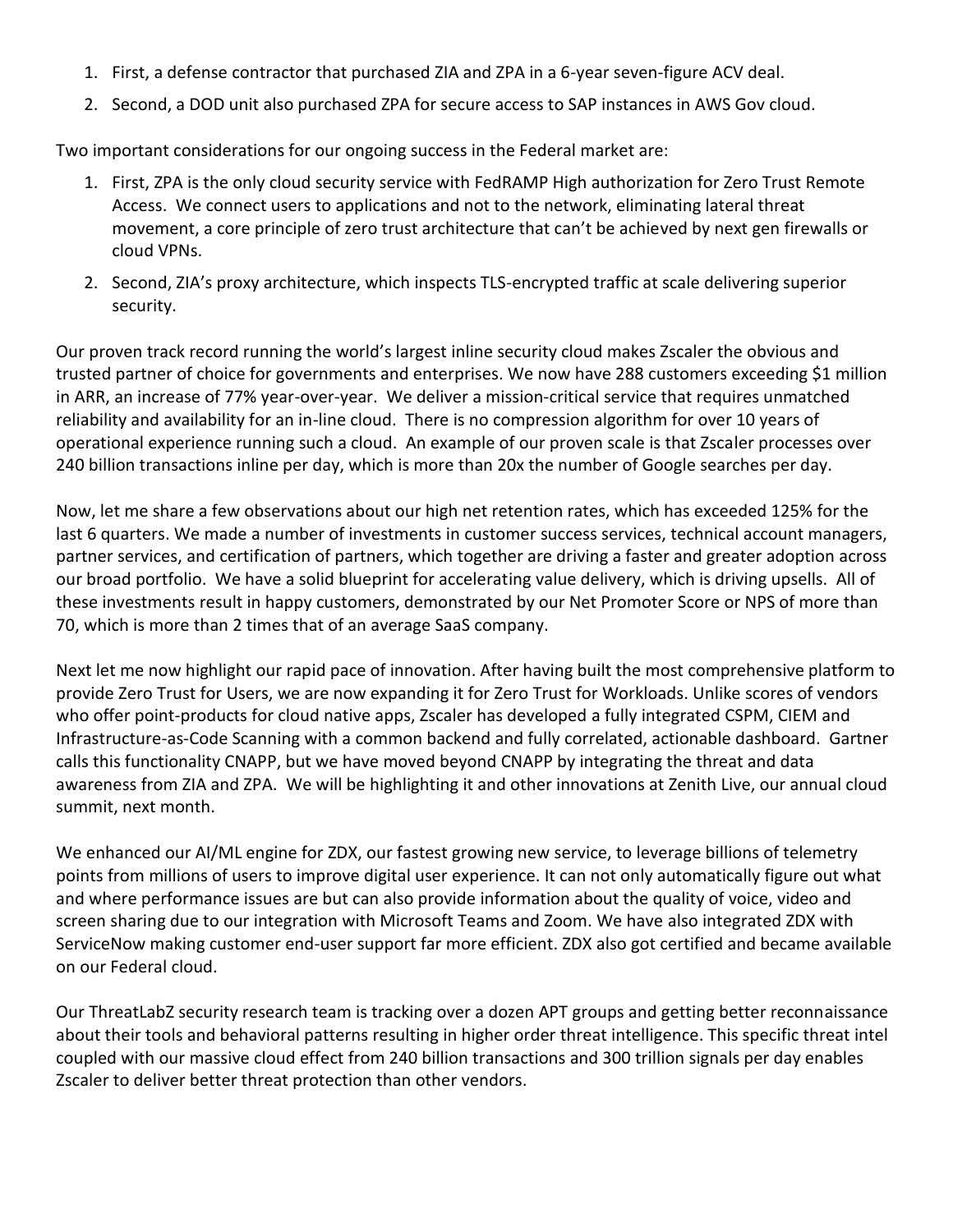1. First, a defense contractor that purchased ZIA and ZPA in a 6-year seven-figure ACV deal.
2. Second, a DOD unit also purchased ZPA for secure access to SAP instances in AWS Gov cloud.

Two important considerations for our ongoing success in the Federal market are:

1. First, ZPA is the only cloud security service with FedRAMP High authorization for Zero Trust Remote Access. We connect users to applications and not to the network, eliminating lateral threat movement, a core principle of zero trust architecture that can't be achieved by next gen firewalls or cloud VPNs.
2. Second, ZIA's proxy architecture, which inspects TLS-encrypted traffic at scale delivering superior security.

Our proven track record running the world's largest inline security cloud makes Zscaler the obvious and trusted partner of choice for governments and enterprises. We now have 288 customers exceeding $1 million in ARR, an increase of 77% year-over-year. We deliver a mission-critical service that requires unmatched reliability and availability for an in-line cloud. There is no compression algorithm for over 10 years of operational experience running such a cloud. An example of our proven scale is that Zscaler processes over 240 billion transactions inline per day, which is more than 20x the number of Google searches per day.

Now, let me share a few observations about our high net retention rates, which has exceeded 125% for the last 6 quarters. We made a number of investments in customer success services, technical account managers, partner services, and certification of partners, which together are driving a faster and greater adoption across our broad portfolio. We have a solid blueprint for accelerating value delivery, which is driving upsells. All of these investments result in happy customers, demonstrated by our Net Promoter Score or NPS of more than 70, which is more than 2 times that of an average SaaS company.

Next let me now highlight our rapid pace of innovation. After having built the most comprehensive platform to provide Zero Trust for Users, we are now expanding it for Zero Trust for Workloads. Unlike scores of vendors who offer point-products for cloud native apps, Zscaler has developed a fully integrated CSPM, CIEM and Infrastructure-as-Code Scanning with a common backend and fully correlated, actionable dashboard. Gartner calls this functionality CNAPP, but we have moved beyond CNAPP by integrating the threat and data awareness from ZIA and ZPA. We will be highlighting it and other innovations at Zenith Live, our annual cloud summit, next month.

We enhanced our AI/ML engine for ZDX, our fastest growing new service, to leverage billions of telemetry points from millions of users to improve digital user experience. It can not only automatically figure out what and where performance issues are but can also provide information about the quality of voice, video and screen sharing due to our integration with Microsoft Teams and Zoom. We have also integrated ZDX with ServiceNow making customer end-user support far more efficient. ZDX also got certified and became available on our Federal cloud.

Our ThreatLabZ security research team is tracking over a dozen APT groups and getting better reconnaissance about their tools and behavioral patterns resulting in higher order threat intelligence. This specific threat intel coupled with our massive cloud effect from 240 billion transactions and 300 trillion signals per day enables Zscaler to deliver better threat protection than other vendors.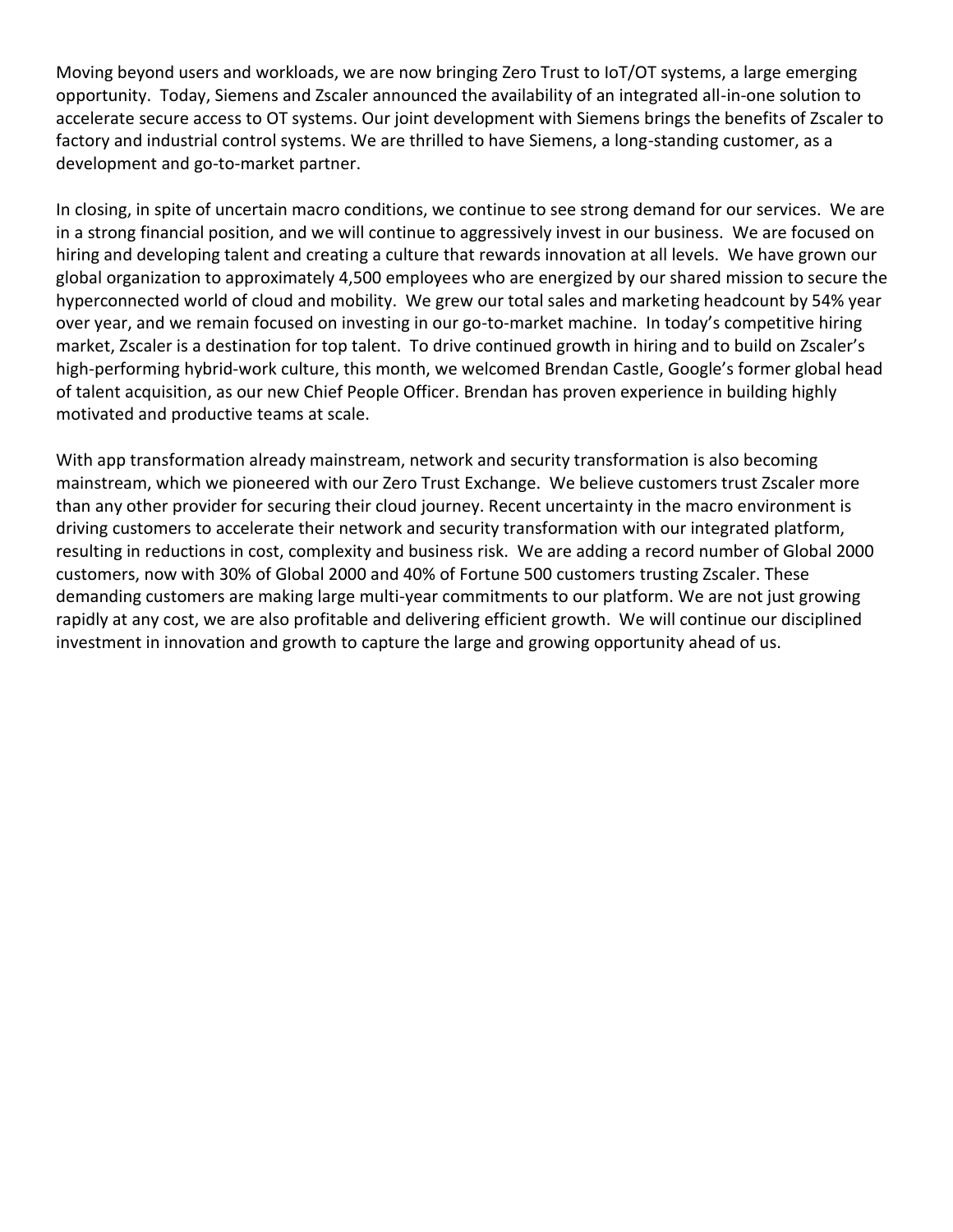Moving beyond users and workloads, we are now bringing Zero Trust to IoT/OT systems, a large emerging opportunity. Today, Siemens and Zscaler announced the availability of an integrated all-in-one solution to accelerate secure access to OT systems. Our joint development with Siemens brings the benefits of Zscaler to factory and industrial control systems. We are thrilled to have Siemens, a long-standing customer, as a development and go-to-market partner.

In closing, in spite of uncertain macro conditions, we continue to see strong demand for our services. We are in a strong financial position, and we will continue to aggressively invest in our business. We are focused on hiring and developing talent and creating a culture that rewards innovation at all levels. We have grown our global organization to approximately 4,500 employees who are energized by our shared mission to secure the hyperconnected world of cloud and mobility. We grew our total sales and marketing headcount by 54% year over year, and we remain focused on investing in our go-to-market machine. In today's competitive hiring market, Zscaler is a destination for top talent. To drive continued growth in hiring and to build on Zscaler's high-performing hybrid-work culture, this month, we welcomed Brendan Castle, Google's former global head of talent acquisition, as our new Chief People Officer. Brendan has proven experience in building highly motivated and productive teams at scale.

With app transformation already mainstream, network and security transformation is also becoming mainstream, which we pioneered with our Zero Trust Exchange. We believe customers trust Zscaler more than any other provider for securing their cloud journey. Recent uncertainty in the macro environment is driving customers to accelerate their network and security transformation with our integrated platform, resulting in reductions in cost, complexity and business risk. We are adding a record number of Global 2000 customers, now with 30% of Global 2000 and 40% of Fortune 500 customers trusting Zscaler. These demanding customers are making large multi-year commitments to our platform. We are not just growing rapidly at any cost, we are also profitable and delivering efficient growth. We will continue our disciplined investment in innovation and growth to capture the large and growing opportunity ahead of us.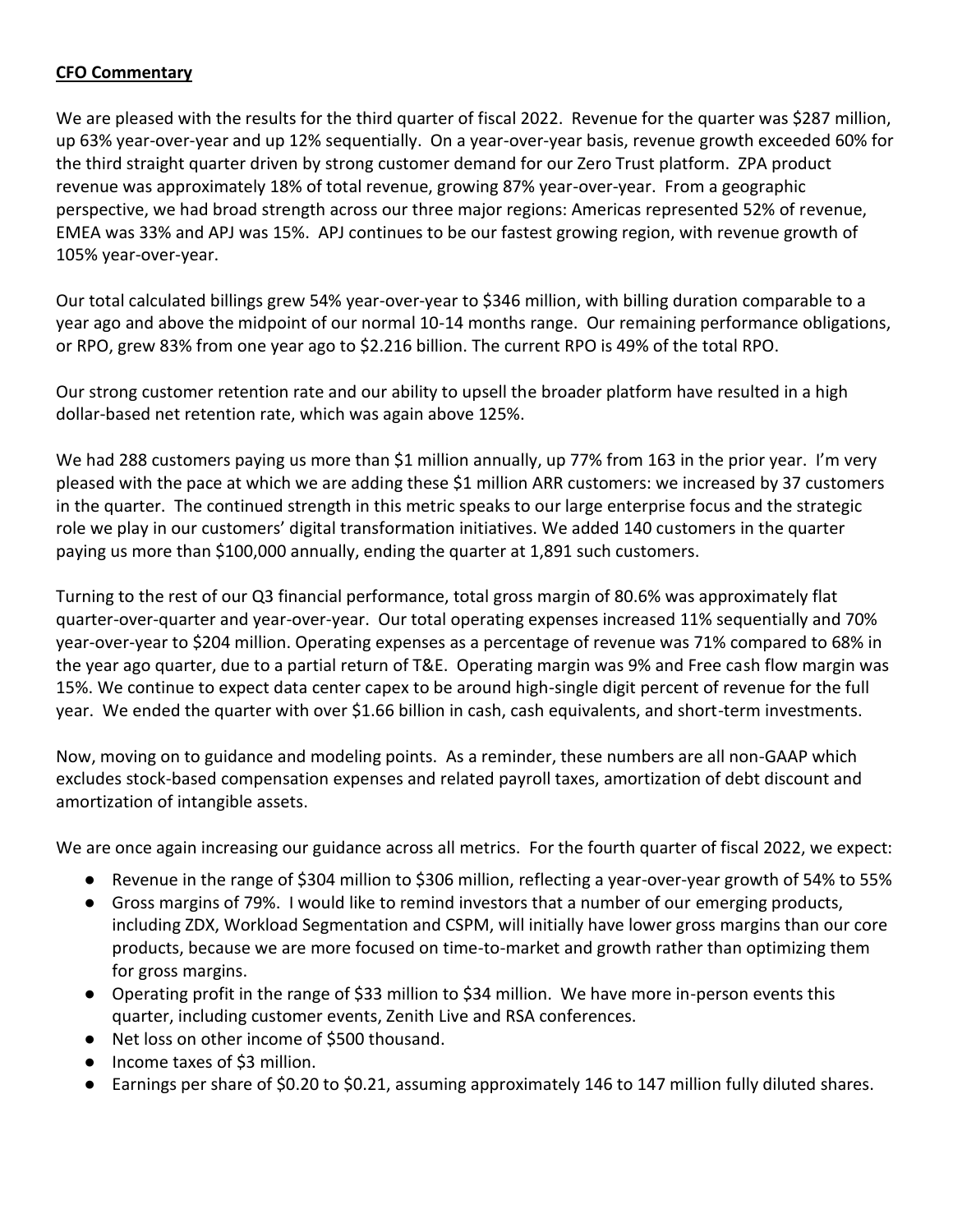**CFO Commentary**

We are pleased with the results for the third quarter of fiscal 2022. Revenue for the quarter was $287 million, up 63% year-over-year and up 12% sequentially. On a year-over-year basis, revenue growth exceeded 60% for the third straight quarter driven by strong customer demand for our Zero Trust platform. ZPA product revenue was approximately 18% of total revenue, growing 87% year-over-year. From a geographic perspective, we had broad strength across our three major regions: Americas represented 52% of revenue, EMEA was 33% and APJ was 15%. APJ continues to be our fastest growing region, with revenue growth of 105% year-over-year.

Our total calculated billings grew 54% year-over-year to $346 million, with billing duration comparable to a year ago and above the midpoint of our normal 10-14 months range. Our remaining performance obligations, or RPO, grew 83% from one year ago to $2.216 billion. The current RPO is 49% of the total RPO.

Our strong customer retention rate and our ability to upsell the broader platform have resulted in a high dollar-based net retention rate, which was again above 125%.

We had 288 customers paying us more than $1 million annually, up 77% from 163 in the prior year. I'm very pleased with the pace at which we are adding these $1 million ARR customers: we increased by 37 customers in the quarter. The continued strength in this metric speaks to our large enterprise focus and the strategic role we play in our customers' digital transformation initiatives. We added 140 customers in the quarter paying us more than $100,000 annually, ending the quarter at 1,891 such customers.

Turning to the rest of our Q3 financial performance, total gross margin of 80.6% was approximately flat quarter-over-quarter and year-over-year. Our total operating expenses increased 11% sequentially and 70% year-over-year to $204 million. Operating expenses as a percentage of revenue was 71% compared to 68% in the year ago quarter, due to a partial return of T&E. Operating margin was 9% and Free cash flow margin was 15%. We continue to expect data center capex to be around high-single digit percent of revenue for the full year. We ended the quarter with over $1.66 billion in cash, cash equivalents, and short-term investments.

Now, moving on to guidance and modeling points. As a reminder, these numbers are all non-GAAP which excludes stock-based compensation expenses and related payroll taxes, amortization of debt discount and amortization of intangible assets.

We are once again increasing our guidance across all metrics. For the fourth quarter of fiscal 2022, we expect:

- Revenue in the range of $304 million to $306 million, reflecting a year-over-year growth of 54% to 55%
- Gross margins of 79%. I would like to remind investors that a number of our emerging products, including ZDX, Workload Segmentation and CSPM, will initially have lower gross margins than our core products, because we are more focused on time-to-market and growth rather than optimizing them for gross margins.
- Operating profit in the range of $33 million to $34 million. We have more in-person events this quarter, including customer events, Zenith Live and RSA conferences.
- Net loss on other income of $500 thousand.
- Income taxes of $3 million.
- Earnings per share of $0.20 to $0.21, assuming approximately 146 to 147 million fully diluted shares.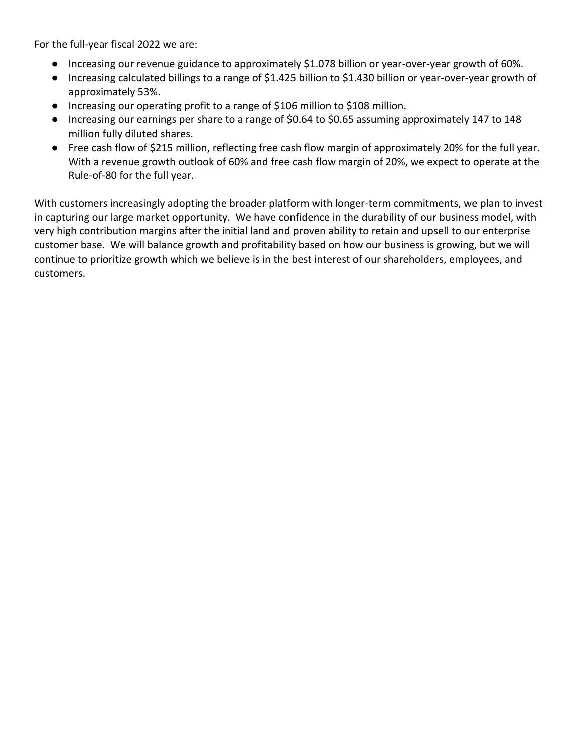For the full-year fiscal 2022 we are:

- Increasing our revenue guidance to approximately $1.078 billion or year-over-year growth of 60%.
- Increasing calculated billings to a range of $1.425 billion to $1.430 billion or year-over-year growth of approximately 53%.
- Increasing our operating profit to a range of $106 million to $108 million.
- Increasing our earnings per share to a range of $0.64 to $0.65 assuming approximately 147 to 148 million fully diluted shares.
- Free cash flow of $215 million, reflecting free cash flow margin of approximately 20% for the full year. With a revenue growth outlook of 60% and free cash flow margin of 20%, we expect to operate at the Rule-of-80 for the full year.

With customers increasingly adopting the broader platform with longer-term commitments, we plan to invest in capturing our large market opportunity. We have confidence in the durability of our business model, with very high contribution margins after the initial land and proven ability to retain and upsell to our enterprise customer base. We will balance growth and profitability based on how our business is growing, but we will continue to prioritize growth which we believe is in the best interest of our shareholders, employees, and customers.